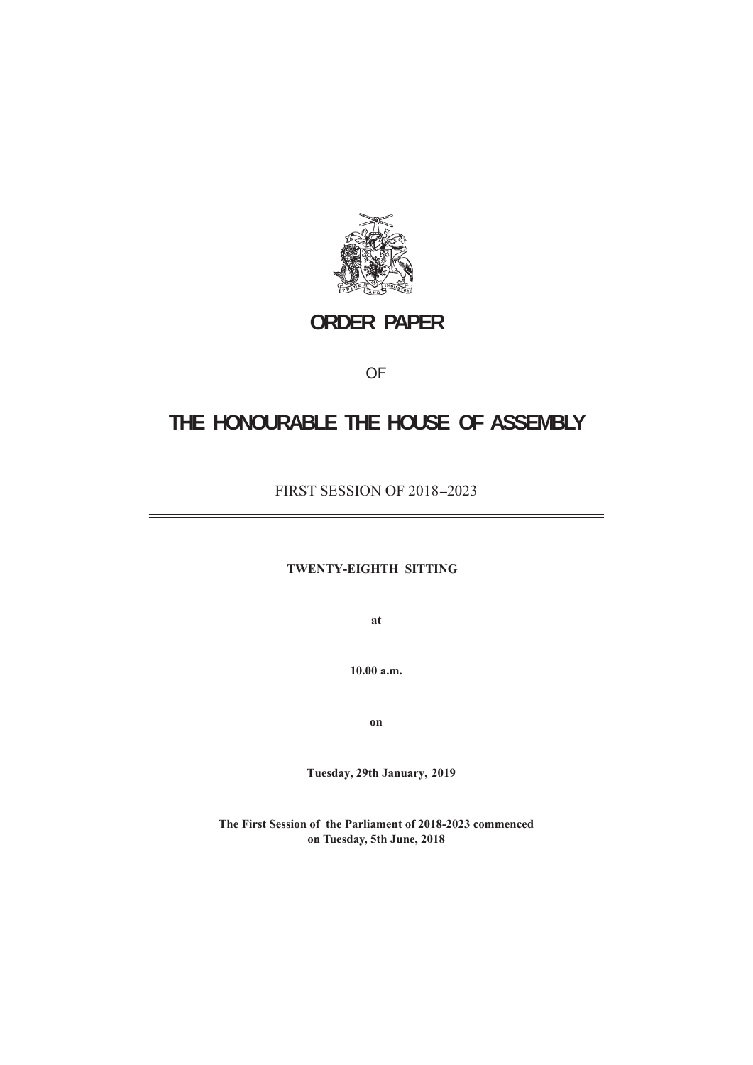# ORDER PAPER

OF

# THE HONOURABLE THE HOUSE OF ASSEMBLY

FIRST SESSION OF 2018–2023

**TWENTY-EIGHTH SITTING**

**at**

**10.00 a.m.**

**on**

**Tuesday, 29th January, 2019**

**The First Session of the Parliament of 2018-2023 commenced on Tuesday, 5th June, 2018**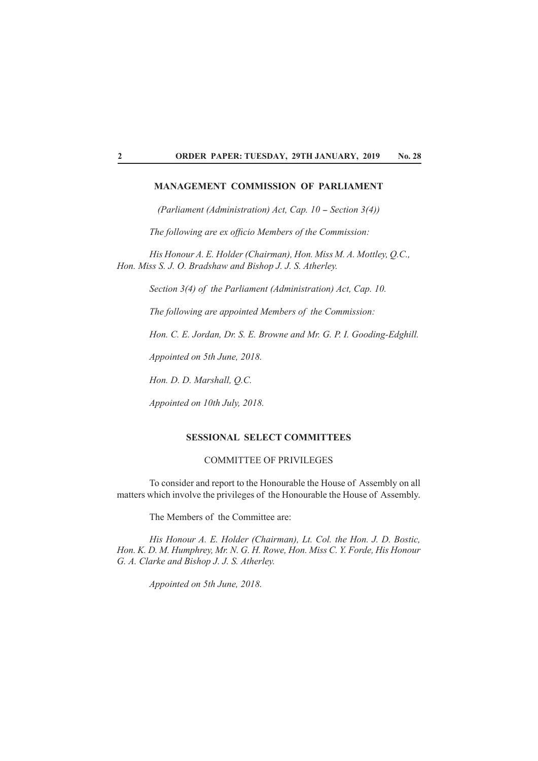## MANAGEMENT COMMISSION OF PARLIAMENT

*(Parliament (Administration) Act, Cap. 10 – Section 3(4))*

*The following are ex officio Members of the Commission:*

*His Honour A. E. Holder (Chairman), Hon. Miss M. A. Mottley, Q.C., Hon. Miss S. J. O. Bradshaw and Bishop J. J. S. Atherley.*

*Section 3(4) of the Parliament (Administration) Act, Cap. 10.*

*The following are appointed Members of the Commission:*

*Hon. C. E. Jordan, Dr. S. E. Browne and Mr. G. P. I. Gooding-Edghill.*

*Appointed on 5th June, 2018.*

*Hon. D. D. Marshall, Q.C.*

*Appointed on 10th July, 2018.*

## SESSIONAL SELECT COMMITTEES

### COMMITTEE OF PRIVILEGES

To consider and report to the Honourable the House of Assembly on all matters which involve the privileges of the Honourable the House of Assembly.

The Members of the Committee are:

*His Honour A. E. Holder (Chairman), Lt. Col. the Hon. J. D. Bostic, Hon. K. D. M. Humphrey, Mr. N. G. H. Rowe, Hon. Miss C. Y. Forde, His Honour G. A. Clarke and Bishop J. J. S. Atherley.*

*Appointed on 5th June, 2018.*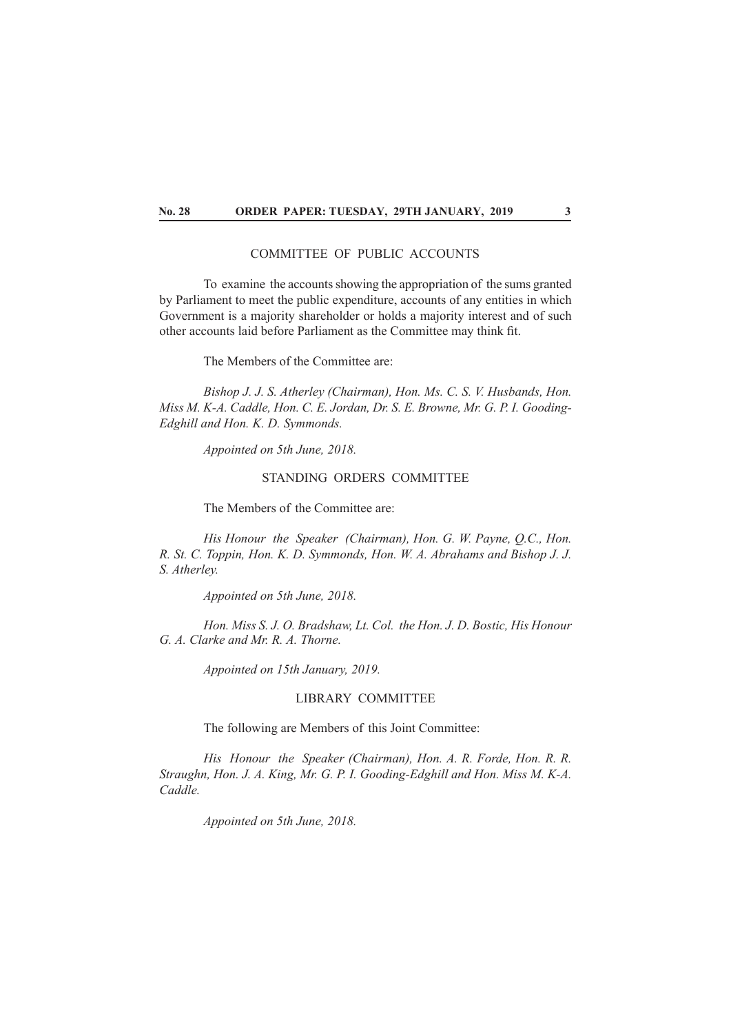## COMMITTEE OF PUBLIC ACCOUNTS

To examine the accounts showing the appropriation of the sums granted by Parliament to meet the public expenditure, accounts of any entities in which Government is a majority shareholder or holds a majority interest and of such other accounts laid before Parliament as the Committee may think fit.

The Members of the Committee are:

*Bishop J. J. S. Atherley (Chairman), Hon. Ms. C. S. V. Husbands, Hon. Miss M. K-A. Caddle, Hon. C. E. Jordan, Dr. S. E. Browne, Mr. G. P. I. Gooding-Edghill and Hon. K. D. Symmonds.*

*Appointed on 5th June, 2018.*

## STANDING ORDERS COMMITTEE

The Members of the Committee are:

*His Honour the Speaker (Chairman), Hon. G. W. Payne, Q.C., Hon. R. St. C. Toppin, Hon. K. D. Symmonds, Hon. W. A. Abrahams and Bishop J. J. S. Atherley.*

*Appointed on 5th June, 2018.*

*Hon. Miss S. J. O. Bradshaw, Lt. Col. the Hon. J. D. Bostic, His Honour G. A. Clarke and Mr. R. A. Thorne.*

*Appointed on 15th January, 2019.*

## LIBRARY COMMITTEE

The following are Members of this Joint Committee:

*His Honour the Speaker (Chairman), Hon. A. R. Forde, Hon. R. R. Straughn, Hon. J. A. King, Mr. G. P. I. Gooding-Edghill and Hon. Miss M. K-A. Caddle.*

*Appointed on 5th June, 2018.*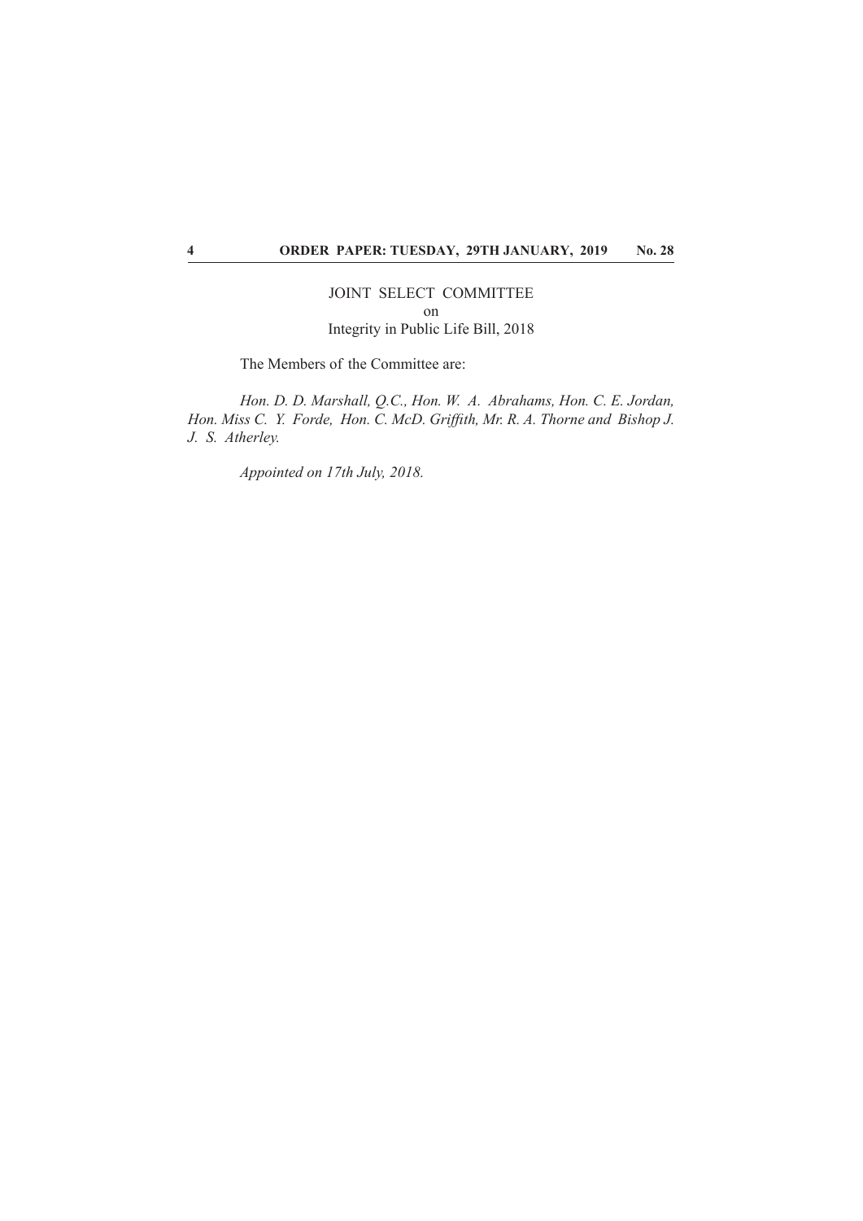## JOINT SELECT COMMITTEE
on
Integrity in Public Life Bill, 2018

The Members of the Committee are:

*Hon. D. D. Marshall, Q.C., Hon. W. A. Abrahams, Hon. C. E. Jordan, Hon. Miss C. Y. Forde, Hon. C. McD. Griffith, Mr. R. A. Thorne and Bishop J. J. S. Atherley.*

*Appointed on 17th July, 2018.*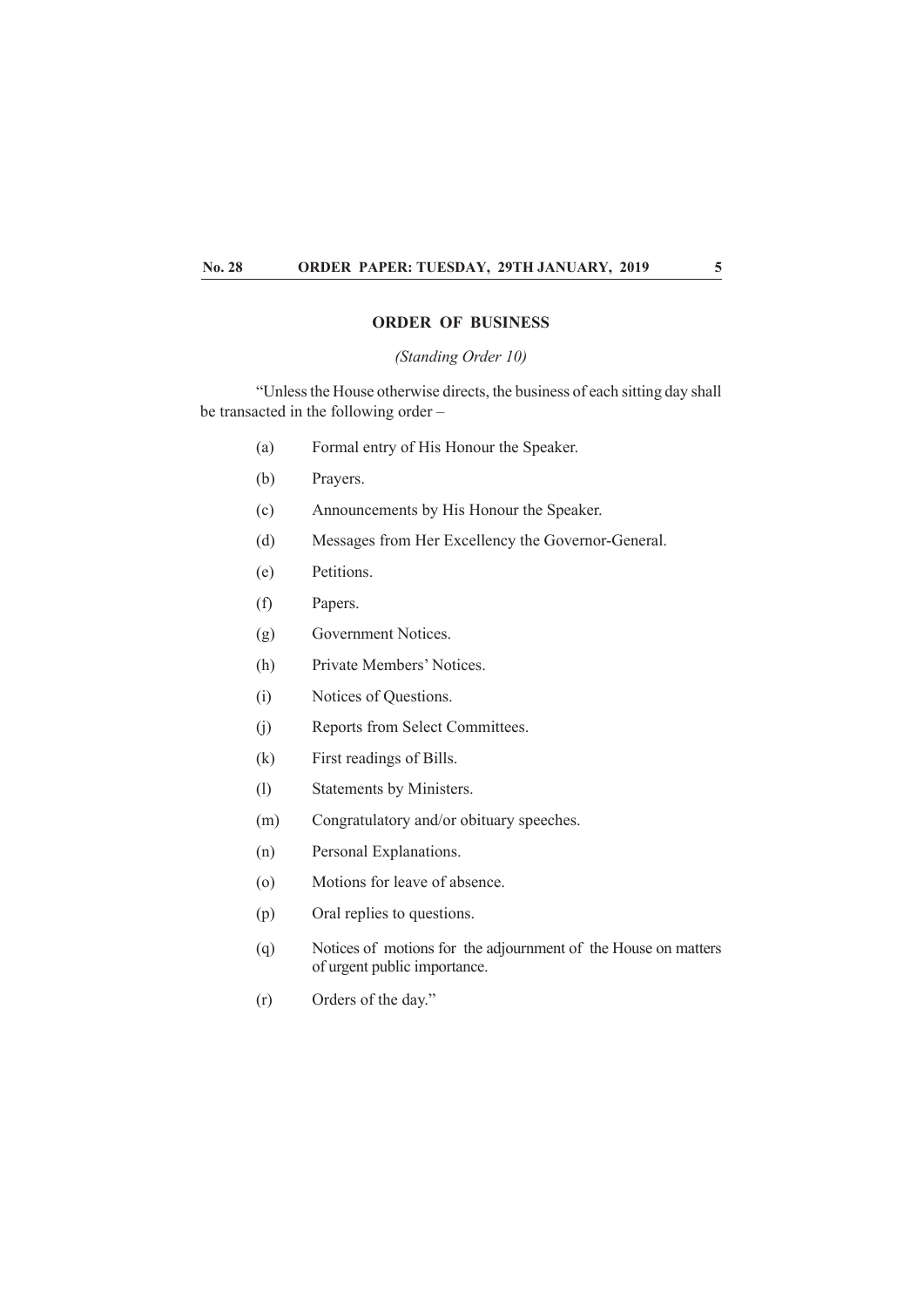## ORDER OF BUSINESS

*(Standing Order 10)*

"Unless the House otherwise directs, the business of each sitting day shall be transacted in the following order –

- (a) Formal entry of His Honour the Speaker.
- (b) Prayers.
- (c) Announcements by His Honour the Speaker.
- (d) Messages from Her Excellency the Governor-General.
- (e) Petitions.
- (f) Papers.
- (g) Government Notices.
- (h) Private Members' Notices.
- (i) Notices of Questions.
- (j) Reports from Select Committees.
- (k) First readings of Bills.
- (l) Statements by Ministers.
- (m) Congratulatory and/or obituary speeches.
- (n) Personal Explanations.
- (o) Motions for leave of absence.
- (p) Oral replies to questions.
- (q) Notices of motions for the adjournment of the House on matters of urgent public importance.
- (r) Orders of the day."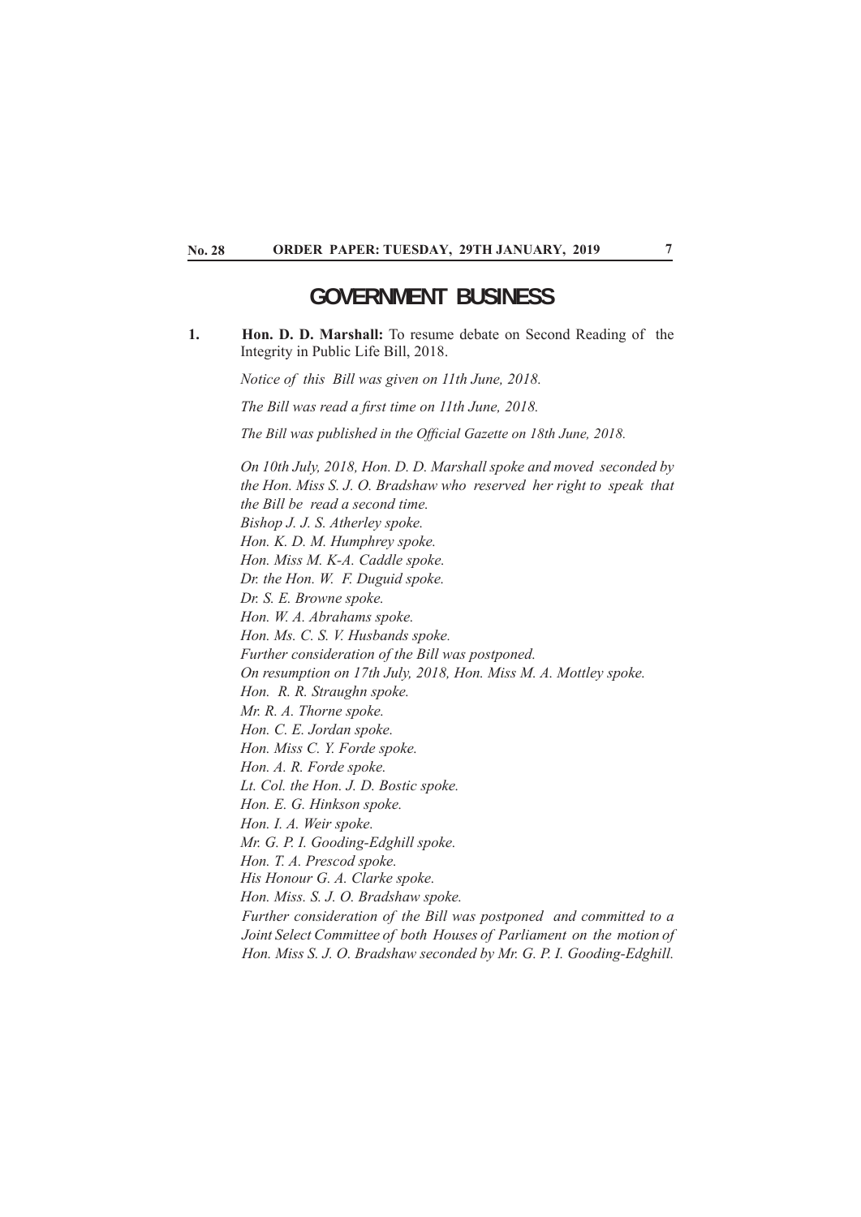# GOVERNMENT BUSINESS

1. **Hon. D. D. Marshall:** To resume debate on Second Reading of the Integrity in Public Life Bill, 2018.

   *Notice of this Bill was given on 11th June, 2018.*

   *The Bill was read a first time on 11th June, 2018.*

   *The Bill was published in the Official Gazette on 18th June, 2018.*

   *On 10th July, 2018, Hon. D. D. Marshall spoke and moved seconded by the Hon. Miss S. J. O. Bradshaw who reserved her right to speak that the Bill be read a second time.*
   *Bishop J. J. S. Atherley spoke.*
   *Hon. K. D. M. Humphrey spoke.*
   *Hon. Miss M. K-A. Caddle spoke.*
   *Dr. the Hon. W. F. Duguid spoke.*
   *Dr. S. E. Browne spoke.*
   *Hon. W. A. Abrahams spoke.*
   *Hon. Ms. C. S. V. Husbands spoke.*
   *Further consideration of the Bill was postponed.*
   *On resumption on 17th July, 2018, Hon. Miss M. A. Mottley spoke.*
   *Hon. R. R. Straughn spoke.*
   *Mr. R. A. Thorne spoke.*
   *Hon. C. E. Jordan spoke.*
   *Hon. Miss C. Y. Forde spoke.*
   *Hon. A. R. Forde spoke.*
   *Lt. Col. the Hon. J. D. Bostic spoke.*
   *Hon. E. G. Hinkson spoke.*
   *Hon. I. A. Weir spoke.*
   *Mr. G. P. I. Gooding-Edghill spoke.*
   *Hon. T. A. Prescod spoke.*
   *His Honour G. A. Clarke spoke.*
   *Hon. Miss. S. J. O. Bradshaw spoke.*
   *Further consideration of the Bill was postponed and committed to a Joint Select Committee of both Houses of Parliament on the motion of Hon. Miss S. J. O. Bradshaw seconded by Mr. G. P. I. Gooding-Edghill.*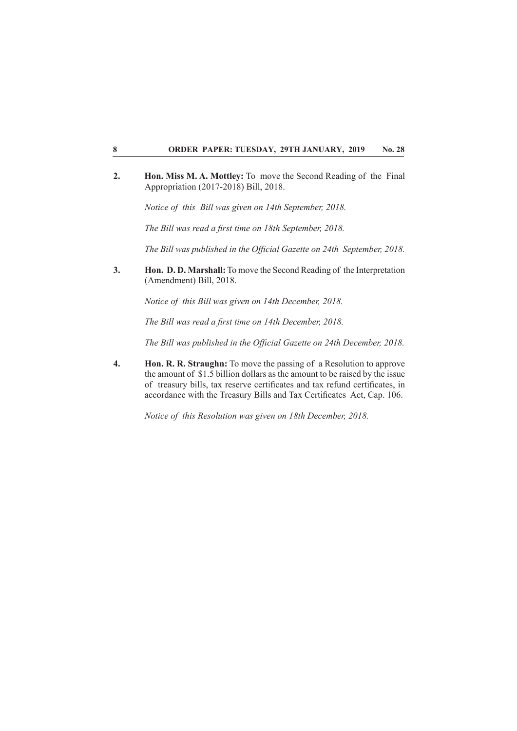2. **Hon. Miss M. A. Mottley:** To move the Second Reading of the Final Appropriation (2017-2018) Bill, 2018.

   *Notice of this Bill was given on 14th September, 2018.*

   *The Bill was read a first time on 18th September, 2018.*

   *The Bill was published in the Official Gazette on 24th September, 2018.*

3. **Hon. D. D. Marshall:** To move the Second Reading of the Interpretation (Amendment) Bill, 2018.

   *Notice of this Bill was given on 14th December, 2018.*

   *The Bill was read a first time on 14th December, 2018.*

   *The Bill was published in the Official Gazette on 24th December, 2018.*

4. **Hon. R. R. Straughn:** To move the passing of a Resolution to approve the amount of $1.5 billion dollars as the amount to be raised by the issue of treasury bills, tax reserve certificates and tax refund certificates, in accordance with the Treasury Bills and Tax Certificates Act, Cap. 106.

   *Notice of this Resolution was given on 18th December, 2018.*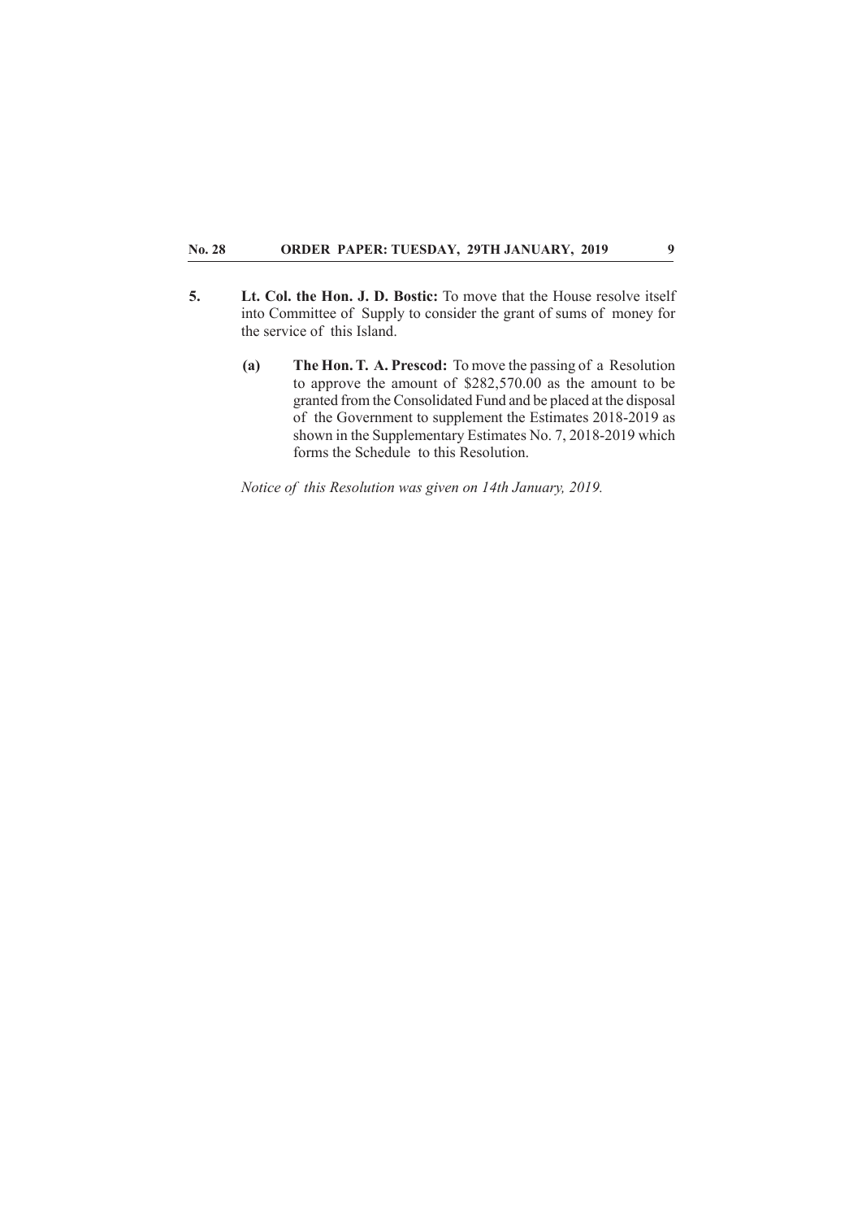5. **Lt. Col. the Hon. J. D. Bostic:** To move that the House resolve itself into Committee of Supply to consider the grant of sums of money for the service of this Island.

   (a) **The Hon. T. A. Prescod:** To move the passing of a Resolution to approve the amount of $282,570.00 as the amount to be granted from the Consolidated Fund and be placed at the disposal of the Government to supplement the Estimates 2018-2019 as shown in the Supplementary Estimates No. 7, 2018-2019 which forms the Schedule to this Resolution.

   *Notice of this Resolution was given on 14th January, 2019.*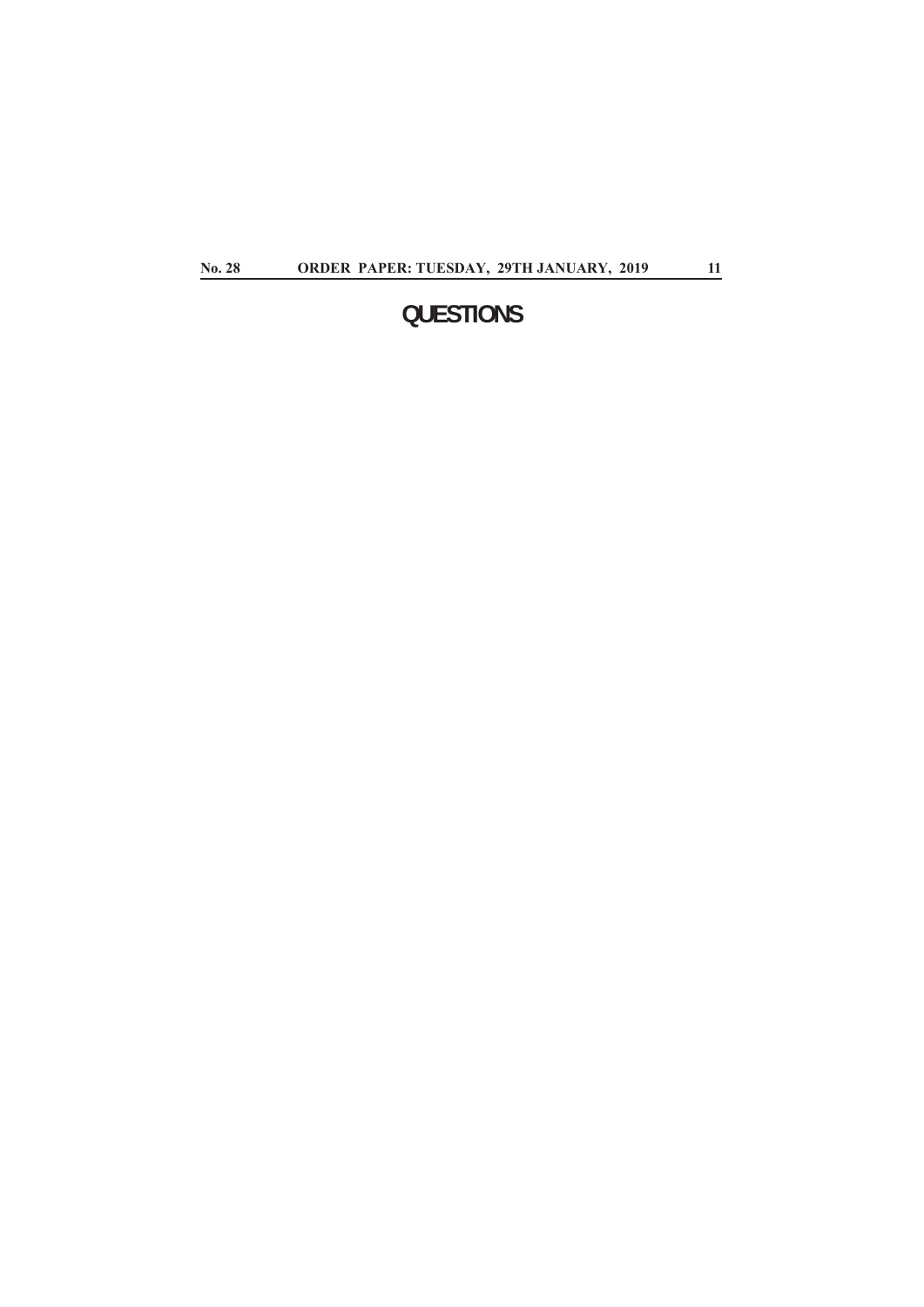# QUESTIONS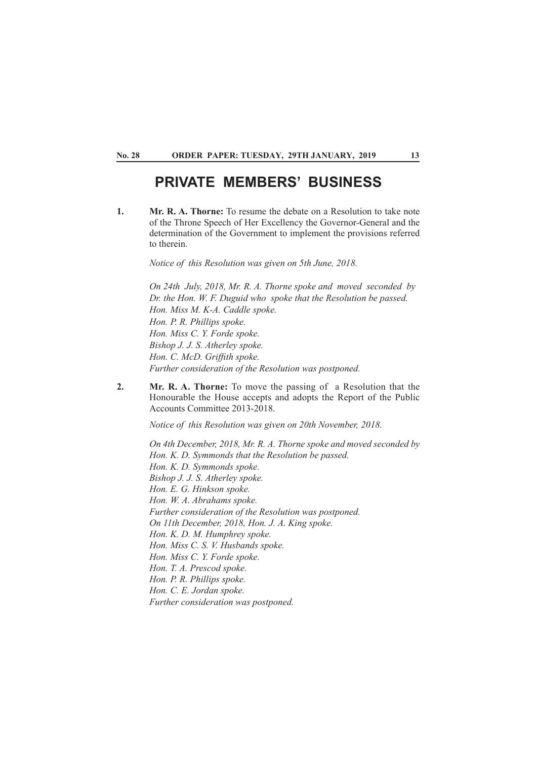# PRIVATE MEMBERS' BUSINESS

1. **Mr. R. A. Thorne:** To resume the debate on a Resolution to take note of the Throne Speech of Her Excellency the Governor-General and the determination of the Government to implement the provisions referred to therein.

   *Notice of this Resolution was given on 5th June, 2018.*

   *On 24th July, 2018, Mr. R. A. Thorne spoke and moved seconded by Dr. the Hon. W. F. Duguid who spoke that the Resolution be passed.*
   *Hon. Miss M. K-A. Caddle spoke.*
   *Hon. P. R. Phillips spoke.*
   *Hon. Miss C. Y. Forde spoke.*
   *Bishop J. J. S. Atherley spoke.*
   *Hon. C. McD. Griffith spoke.*
   *Further consideration of the Resolution was postponed.*

2. **Mr. R. A. Thorne:** To move the passing of a Resolution that the Honourable the House accepts and adopts the Report of the Public Accounts Committee 2013-2018.

   *Notice of this Resolution was given on 20th November, 2018.*

   *On 4th December, 2018, Mr. R. A. Thorne spoke and moved seconded by Hon. K. D. Symmonds that the Resolution be passed.*
   *Hon. K. D. Symmonds spoke.*
   *Bishop J. J. S. Atherley spoke.*
   *Hon. E. G. Hinkson spoke.*
   *Hon. W. A. Abrahams spoke.*
   *Further consideration of the Resolution was postponed.*
   *On 11th December, 2018, Hon. J. A. King spoke.*
   *Hon. K. D. M. Humphrey spoke.*
   *Hon. Miss C. S. V. Husbands spoke.*
   *Hon. Miss C. Y. Forde spoke.*
   *Hon. T. A. Prescod spoke.*
   *Hon. P. R. Phillips spoke.*
   *Hon. C. E. Jordan spoke.*
   *Further consideration was postponed.*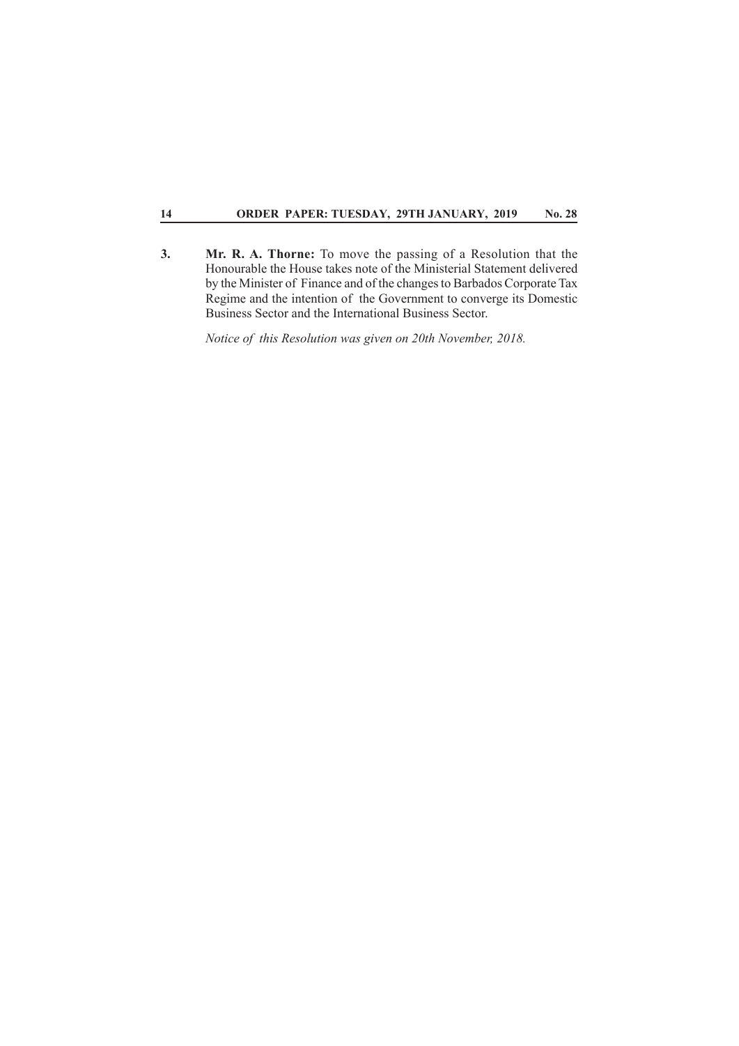3. **Mr. R. A. Thorne:** To move the passing of a Resolution that the Honourable the House takes note of the Ministerial Statement delivered by the Minister of Finance and of the changes to Barbados Corporate Tax Regime and the intention of the Government to converge its Domestic Business Sector and the International Business Sector.

   *Notice of this Resolution was given on 20th November, 2018.*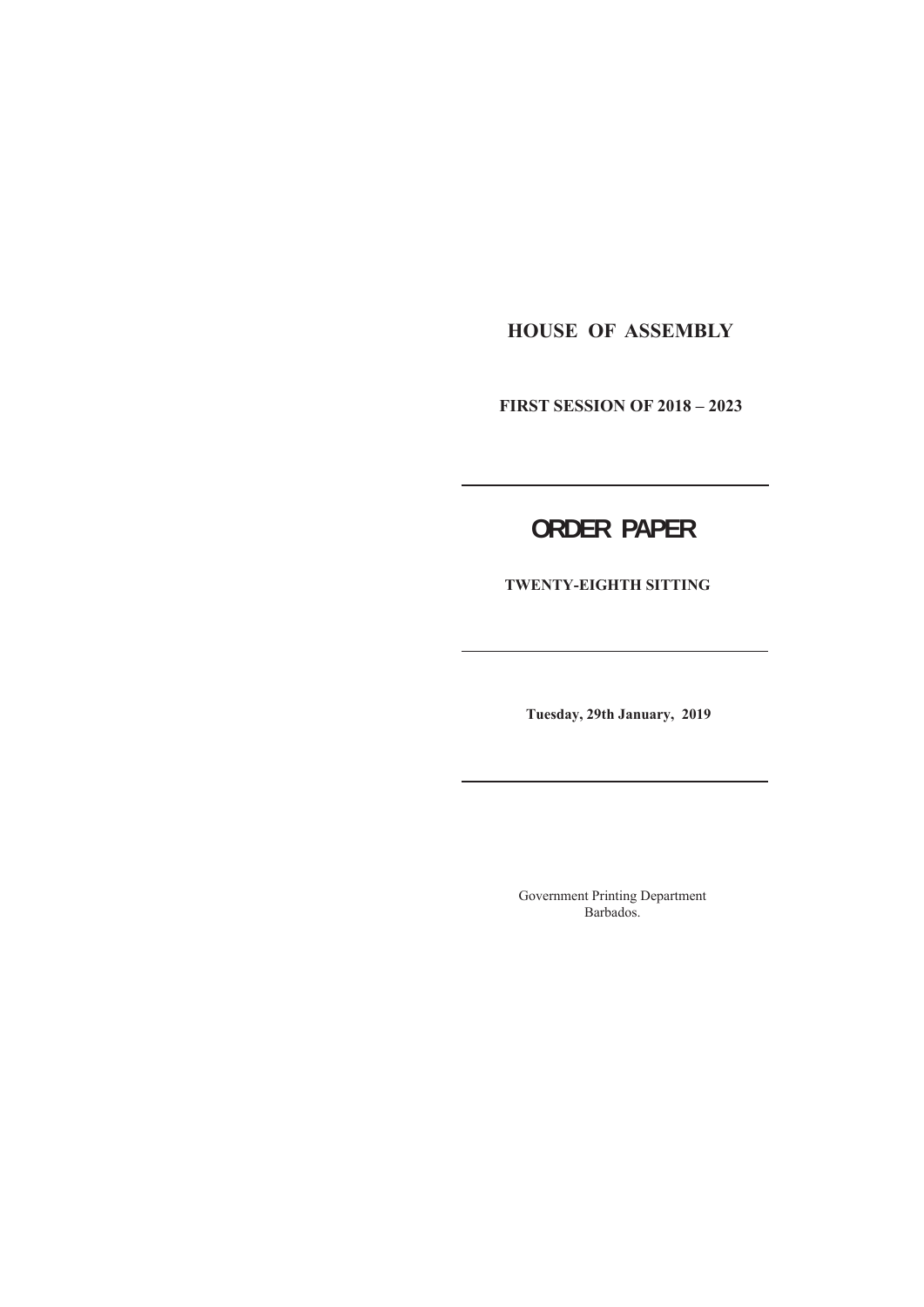# HOUSE OF ASSEMBLY

**FIRST SESSION OF 2018 – 2023**

---

# ORDER PAPER

**TWENTY-EIGHTH SITTING**

---

**Tuesday, 29th January, 2019**

---

Government Printing Department
Barbados.